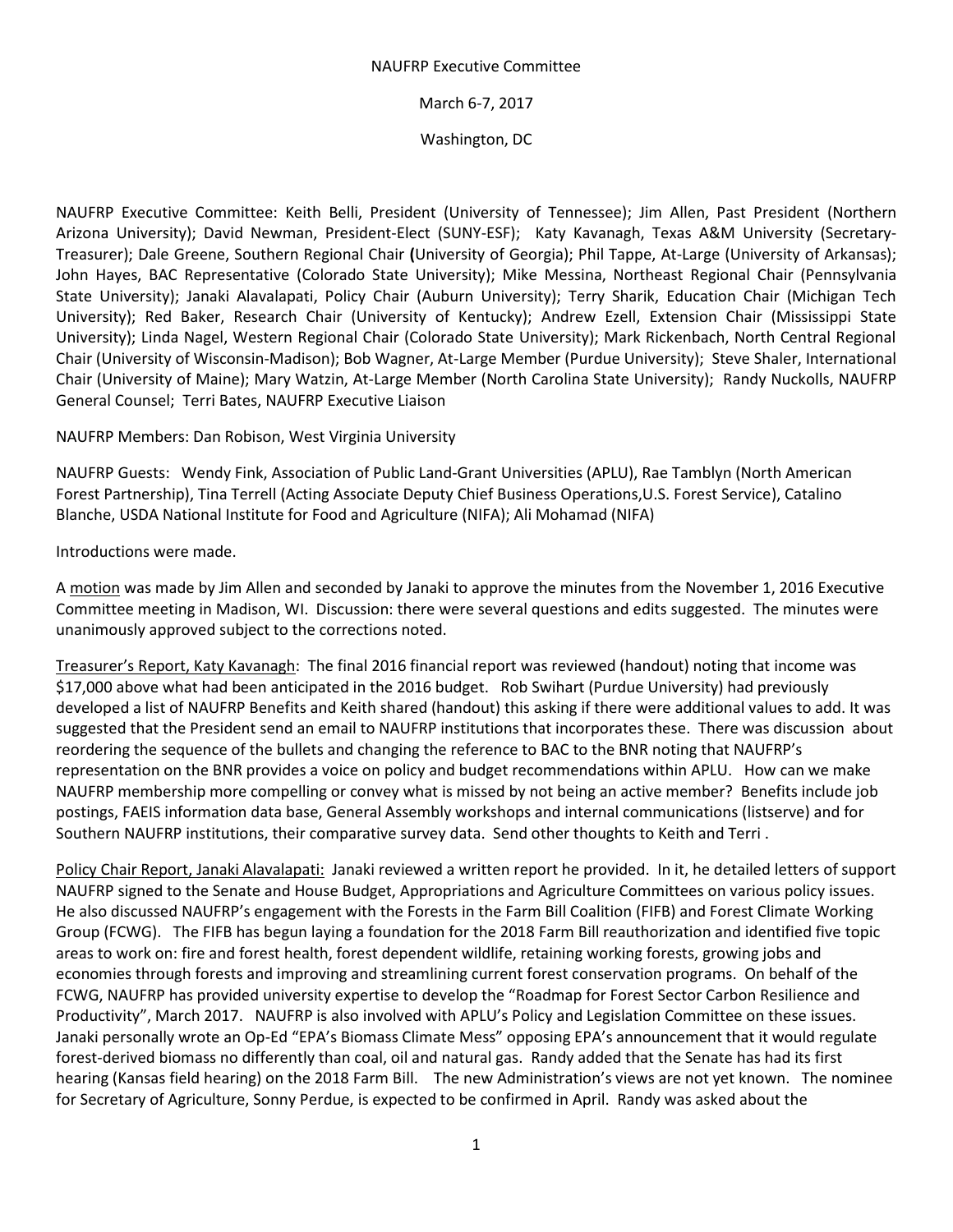NAUFRP Executive Committee

March 6-7, 2017

Washington, DC

NAUFRP Executive Committee: Keith Belli, President (University of Tennessee); Jim Allen, Past President (Northern Arizona University); David Newman, President-Elect (SUNY-ESF); Katy Kavanagh, Texas A&M University (Secretary-Treasurer); Dale Greene, Southern Regional Chair (University of Georgia); Phil Tappe, At-Large (University of Arkansas); John Hayes, BAC Representative (Colorado State University); Mike Messina, Northeast Regional Chair (Pennsylvania State University); Janaki Alavalapati, Policy Chair (Auburn University); Terry Sharik, Education Chair (Michigan Tech University); Red Baker, Research Chair (University of Kentucky); Andrew Ezell, Extension Chair (Mississippi State University); Linda Nagel, Western Regional Chair (Colorado State University); Mark Rickenbach, North Central Regional Chair (University of Wisconsin-Madison); Bob Wagner, At-Large Member (Purdue University); Steve Shaler, International Chair (University of Maine); Mary Watzin, At-Large Member (North Carolina State University); Randy Nuckolls, NAUFRP General Counsel; Terri Bates, NAUFRP Executive Liaison

NAUFRP Members: Dan Robison, West Virginia University

NAUFRP Guests: Wendy Fink, Association of Public Land-Grant Universities (APLU), Rae Tamblyn (North American Forest Partnership), Tina Terrell (Acting Associate Deputy Chief Business Operations,U.S. Forest Service), Catalino Blanche, USDA National Institute for Food and Agriculture (NIFA); Ali Mohamad (NIFA)

Introductions were made.

A motion was made by Jim Allen and seconded by Janaki to approve the minutes from the November 1, 2016 Executive Committee meeting in Madison, WI. Discussion: there were several questions and edits suggested. The minutes were unanimously approved subject to the corrections noted.

Treasurer's Report, Katy Kavanagh: The final 2016 financial report was reviewed (handout) noting that income was $17,000 above what had been anticipated in the 2016 budget. Rob Swihart (Purdue University) had previously developed a list of NAUFRP Benefits and Keith shared (handout) this asking if there were additional values to add. It was suggested that the President send an email to NAUFRP institutions that incorporates these. There was discussion about reordering the sequence of the bullets and changing the reference to BAC to the BNR noting that NAUFRP's representation on the BNR provides a voice on policy and budget recommendations within APLU. How can we make NAUFRP membership more compelling or convey what is missed by not being an active member? Benefits include job postings, FAEIS information data base, General Assembly workshops and internal communications (listserve) and for Southern NAUFRP institutions, their comparative survey data. Send other thoughts to Keith and Terri .

Policy Chair Report, Janaki Alavalapati: Janaki reviewed a written report he provided. In it, he detailed letters of support NAUFRP signed to the Senate and House Budget, Appropriations and Agriculture Committees on various policy issues. He also discussed NAUFRP's engagement with the Forests in the Farm Bill Coalition (FIFB) and Forest Climate Working Group (FCWG). The FIFB has begun laying a foundation for the 2018 Farm Bill reauthorization and identified five topic areas to work on: fire and forest health, forest dependent wildlife, retaining working forests, growing jobs and economies through forests and improving and streamlining current forest conservation programs. On behalf of the FCWG, NAUFRP has provided university expertise to develop the "Roadmap for Forest Sector Carbon Resilience and Productivity", March 2017. NAUFRP is also involved with APLU's Policy and Legislation Committee on these issues. Janaki personally wrote an Op-Ed "EPA's Biomass Climate Mess" opposing EPA's announcement that it would regulate forest-derived biomass no differently than coal, oil and natural gas. Randy added that the Senate has had its first hearing (Kansas field hearing) on the 2018 Farm Bill. The new Administration's views are not yet known. The nominee for Secretary of Agriculture, Sonny Perdue, is expected to be confirmed in April. Randy was asked about the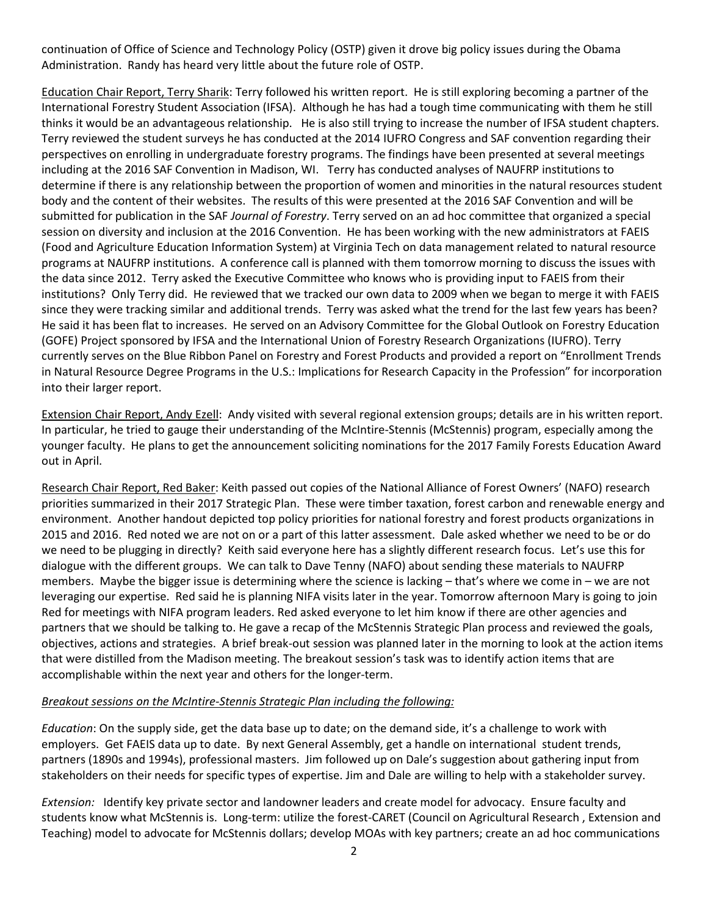continuation of Office of Science and Technology Policy (OSTP) given it drove big policy issues during the Obama Administration. Randy has heard very little about the future role of OSTP.

Education Chair Report, Terry Sharik: Terry followed his written report. He is still exploring becoming a partner of the International Forestry Student Association (IFSA). Although he has had a tough time communicating with them he still thinks it would be an advantageous relationship. He is also still trying to increase the number of IFSA student chapters. Terry reviewed the student surveys he has conducted at the 2014 IUFRO Congress and SAF convention regarding their perspectives on enrolling in undergraduate forestry programs. The findings have been presented at several meetings including at the 2016 SAF Convention in Madison, WI. Terry has conducted analyses of NAUFRP institutions to determine if there is any relationship between the proportion of women and minorities in the natural resources student body and the content of their websites. The results of this were presented at the 2016 SAF Convention and will be submitted for publication in the SAF *Journal of Forestry*. Terry served on an ad hoc committee that organized a special session on diversity and inclusion at the 2016 Convention. He has been working with the new administrators at FAEIS (Food and Agriculture Education Information System) at Virginia Tech on data management related to natural resource programs at NAUFRP institutions. A conference call is planned with them tomorrow morning to discuss the issues with the data since 2012. Terry asked the Executive Committee who knows who is providing input to FAEIS from their institutions? Only Terry did. He reviewed that we tracked our own data to 2009 when we began to merge it with FAEIS since they were tracking similar and additional trends. Terry was asked what the trend for the last few years has been? He said it has been flat to increases. He served on an Advisory Committee for the Global Outlook on Forestry Education (GOFE) Project sponsored by IFSA and the International Union of Forestry Research Organizations (IUFRO). Terry currently serves on the Blue Ribbon Panel on Forestry and Forest Products and provided a report on "Enrollment Trends in Natural Resource Degree Programs in the U.S.: Implications for Research Capacity in the Profession" for incorporation into their larger report.

Extension Chair Report, Andy Ezell: Andy visited with several regional extension groups; details are in his written report. In particular, he tried to gauge their understanding of the McIntire-Stennis (McStennis) program, especially among the younger faculty. He plans to get the announcement soliciting nominations for the 2017 Family Forests Education Award out in April.

Research Chair Report, Red Baker: Keith passed out copies of the National Alliance of Forest Owners' (NAFO) research priorities summarized in their 2017 Strategic Plan. These were timber taxation, forest carbon and renewable energy and environment. Another handout depicted top policy priorities for national forestry and forest products organizations in 2015 and 2016. Red noted we are not on or a part of this latter assessment. Dale asked whether we need to be or do we need to be plugging in directly? Keith said everyone here has a slightly different research focus. Let's use this for dialogue with the different groups. We can talk to Dave Tenny (NAFO) about sending these materials to NAUFRP members. Maybe the bigger issue is determining where the science is lacking – that's where we come in – we are not leveraging our expertise. Red said he is planning NIFA visits later in the year. Tomorrow afternoon Mary is going to join Red for meetings with NIFA program leaders. Red asked everyone to let him know if there are other agencies and partners that we should be talking to. He gave a recap of the McStennis Strategic Plan process and reviewed the goals, objectives, actions and strategies. A brief break-out session was planned later in the morning to look at the action items that were distilled from the Madison meeting. The breakout session's task was to identify action items that are accomplishable within the next year and others for the longer-term.

*Breakout sessions on the McIntire-Stennis Strategic Plan including the following:*

*Education*: On the supply side, get the data base up to date; on the demand side, it's a challenge to work with employers. Get FAEIS data up to date. By next General Assembly, get a handle on international student trends, partners (1890s and 1994s), professional masters. Jim followed up on Dale's suggestion about gathering input from stakeholders on their needs for specific types of expertise. Jim and Dale are willing to help with a stakeholder survey.

*Extension:* Identify key private sector and landowner leaders and create model for advocacy. Ensure faculty and students know what McStennis is. Long-term: utilize the forest-CARET (Council on Agricultural Research , Extension and Teaching) model to advocate for McStennis dollars; develop MOAs with key partners; create an ad hoc communications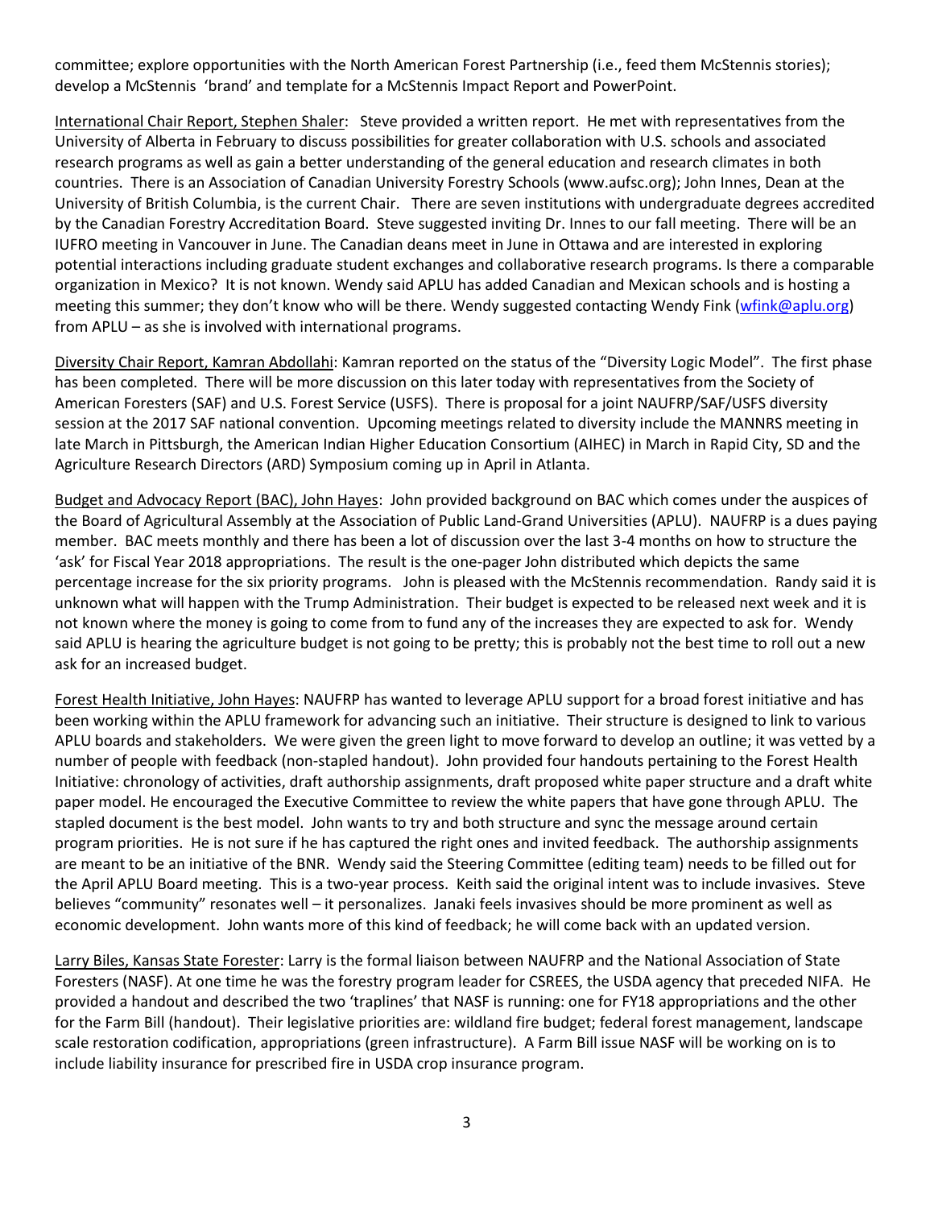committee; explore opportunities with the North American Forest Partnership (i.e., feed them McStennis stories); develop a McStennis 'brand' and template for a McStennis Impact Report and PowerPoint.

International Chair Report, Stephen Shaler: Steve provided a written report. He met with representatives from the University of Alberta in February to discuss possibilities for greater collaboration with U.S. schools and associated research programs as well as gain a better understanding of the general education and research climates in both countries. There is an Association of Canadian University Forestry Schools (www.aufsc.org); John Innes, Dean at the University of British Columbia, is the current Chair. There are seven institutions with undergraduate degrees accredited by the Canadian Forestry Accreditation Board. Steve suggested inviting Dr. Innes to our fall meeting. There will be an IUFRO meeting in Vancouver in June. The Canadian deans meet in June in Ottawa and are interested in exploring potential interactions including graduate student exchanges and collaborative research programs. Is there a comparable organization in Mexico? It is not known. Wendy said APLU has added Canadian and Mexican schools and is hosting a meeting this summer; they don't know who will be there. Wendy suggested contacting Wendy Fink (wfink@aplu.org) from APLU – as she is involved with international programs.

Diversity Chair Report, Kamran Abdollahi: Kamran reported on the status of the "Diversity Logic Model". The first phase has been completed. There will be more discussion on this later today with representatives from the Society of American Foresters (SAF) and U.S. Forest Service (USFS). There is proposal for a joint NAUFRP/SAF/USFS diversity session at the 2017 SAF national convention. Upcoming meetings related to diversity include the MANNRS meeting in late March in Pittsburgh, the American Indian Higher Education Consortium (AIHEC) in March in Rapid City, SD and the Agriculture Research Directors (ARD) Symposium coming up in April in Atlanta.

Budget and Advocacy Report (BAC), John Hayes: John provided background on BAC which comes under the auspices of the Board of Agricultural Assembly at the Association of Public Land-Grand Universities (APLU). NAUFRP is a dues paying member. BAC meets monthly and there has been a lot of discussion over the last 3-4 months on how to structure the 'ask' for Fiscal Year 2018 appropriations. The result is the one-pager John distributed which depicts the same percentage increase for the six priority programs. John is pleased with the McStennis recommendation. Randy said it is unknown what will happen with the Trump Administration. Their budget is expected to be released next week and it is not known where the money is going to come from to fund any of the increases they are expected to ask for. Wendy said APLU is hearing the agriculture budget is not going to be pretty; this is probably not the best time to roll out a new ask for an increased budget.

Forest Health Initiative, John Hayes: NAUFRP has wanted to leverage APLU support for a broad forest initiative and has been working within the APLU framework for advancing such an initiative. Their structure is designed to link to various APLU boards and stakeholders. We were given the green light to move forward to develop an outline; it was vetted by a number of people with feedback (non-stapled handout). John provided four handouts pertaining to the Forest Health Initiative: chronology of activities, draft authorship assignments, draft proposed white paper structure and a draft white paper model. He encouraged the Executive Committee to review the white papers that have gone through APLU. The stapled document is the best model. John wants to try and both structure and sync the message around certain program priorities. He is not sure if he has captured the right ones and invited feedback. The authorship assignments are meant to be an initiative of the BNR. Wendy said the Steering Committee (editing team) needs to be filled out for the April APLU Board meeting. This is a two-year process. Keith said the original intent was to include invasives. Steve believes "community" resonates well – it personalizes. Janaki feels invasives should be more prominent as well as economic development. John wants more of this kind of feedback; he will come back with an updated version.

Larry Biles, Kansas State Forester: Larry is the formal liaison between NAUFRP and the National Association of State Foresters (NASF). At one time he was the forestry program leader for CSREES, the USDA agency that preceded NIFA. He provided a handout and described the two 'traplines' that NASF is running: one for FY18 appropriations and the other for the Farm Bill (handout). Their legislative priorities are: wildland fire budget; federal forest management, landscape scale restoration codification, appropriations (green infrastructure). A Farm Bill issue NASF will be working on is to include liability insurance for prescribed fire in USDA crop insurance program.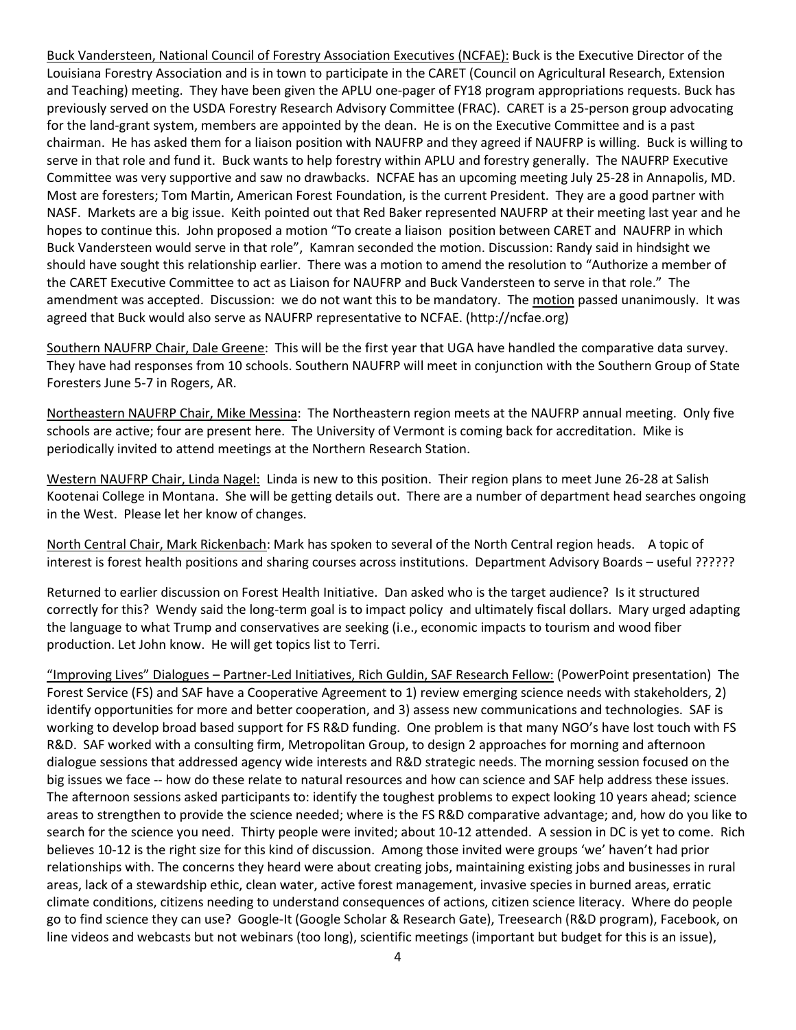Buck Vandersteen, National Council of Forestry Association Executives (NCFAE): Buck is the Executive Director of the Louisiana Forestry Association and is in town to participate in the CARET (Council on Agricultural Research, Extension and Teaching) meeting. They have been given the APLU one-pager of FY18 program appropriations requests. Buck has previously served on the USDA Forestry Research Advisory Committee (FRAC). CARET is a 25-person group advocating for the land-grant system, members are appointed by the dean. He is on the Executive Committee and is a past chairman. He has asked them for a liaison position with NAUFRP and they agreed if NAUFRP is willing. Buck is willing to serve in that role and fund it. Buck wants to help forestry within APLU and forestry generally. The NAUFRP Executive Committee was very supportive and saw no drawbacks. NCFAE has an upcoming meeting July 25-28 in Annapolis, MD. Most are foresters; Tom Martin, American Forest Foundation, is the current President. They are a good partner with NASF. Markets are a big issue. Keith pointed out that Red Baker represented NAUFRP at their meeting last year and he hopes to continue this. John proposed a motion "To create a liaison position between CARET and NAUFRP in which Buck Vandersteen would serve in that role", Kamran seconded the motion. Discussion: Randy said in hindsight we should have sought this relationship earlier. There was a motion to amend the resolution to "Authorize a member of the CARET Executive Committee to act as Liaison for NAUFRP and Buck Vandersteen to serve in that role." The amendment was accepted. Discussion: we do not want this to be mandatory. The motion passed unanimously. It was agreed that Buck would also serve as NAUFRP representative to NCFAE. (http://ncfae.org)

Southern NAUFRP Chair, Dale Greene: This will be the first year that UGA have handled the comparative data survey. They have had responses from 10 schools. Southern NAUFRP will meet in conjunction with the Southern Group of State Foresters June 5-7 in Rogers, AR.

Northeastern NAUFRP Chair, Mike Messina: The Northeastern region meets at the NAUFRP annual meeting. Only five schools are active; four are present here. The University of Vermont is coming back for accreditation. Mike is periodically invited to attend meetings at the Northern Research Station.

Western NAUFRP Chair, Linda Nagel: Linda is new to this position. Their region plans to meet June 26-28 at Salish Kootenai College in Montana. She will be getting details out. There are a number of department head searches ongoing in the West. Please let her know of changes.

North Central Chair, Mark Rickenbach: Mark has spoken to several of the North Central region heads. A topic of interest is forest health positions and sharing courses across institutions. Department Advisory Boards – useful ??????

Returned to earlier discussion on Forest Health Initiative. Dan asked who is the target audience? Is it structured correctly for this? Wendy said the long-term goal is to impact policy and ultimately fiscal dollars. Mary urged adapting the language to what Trump and conservatives are seeking (i.e., economic impacts to tourism and wood fiber production. Let John know. He will get topics list to Terri.

"Improving Lives" Dialogues – Partner-Led Initiatives, Rich Guldin, SAF Research Fellow: (PowerPoint presentation) The Forest Service (FS) and SAF have a Cooperative Agreement to 1) review emerging science needs with stakeholders, 2) identify opportunities for more and better cooperation, and 3) assess new communications and technologies. SAF is working to develop broad based support for FS R&D funding. One problem is that many NGO's have lost touch with FS R&D. SAF worked with a consulting firm, Metropolitan Group, to design 2 approaches for morning and afternoon dialogue sessions that addressed agency wide interests and R&D strategic needs. The morning session focused on the big issues we face -- how do these relate to natural resources and how can science and SAF help address these issues. The afternoon sessions asked participants to: identify the toughest problems to expect looking 10 years ahead; science areas to strengthen to provide the science needed; where is the FS R&D comparative advantage; and, how do you like to search for the science you need. Thirty people were invited; about 10-12 attended. A session in DC is yet to come. Rich believes 10-12 is the right size for this kind of discussion. Among those invited were groups 'we' haven't had prior relationships with. The concerns they heard were about creating jobs, maintaining existing jobs and businesses in rural areas, lack of a stewardship ethic, clean water, active forest management, invasive species in burned areas, erratic climate conditions, citizens needing to understand consequences of actions, citizen science literacy. Where do people go to find science they can use? Google-It (Google Scholar & Research Gate), Treesearch (R&D program), Facebook, on line videos and webcasts but not webinars (too long), scientific meetings (important but budget for this is an issue),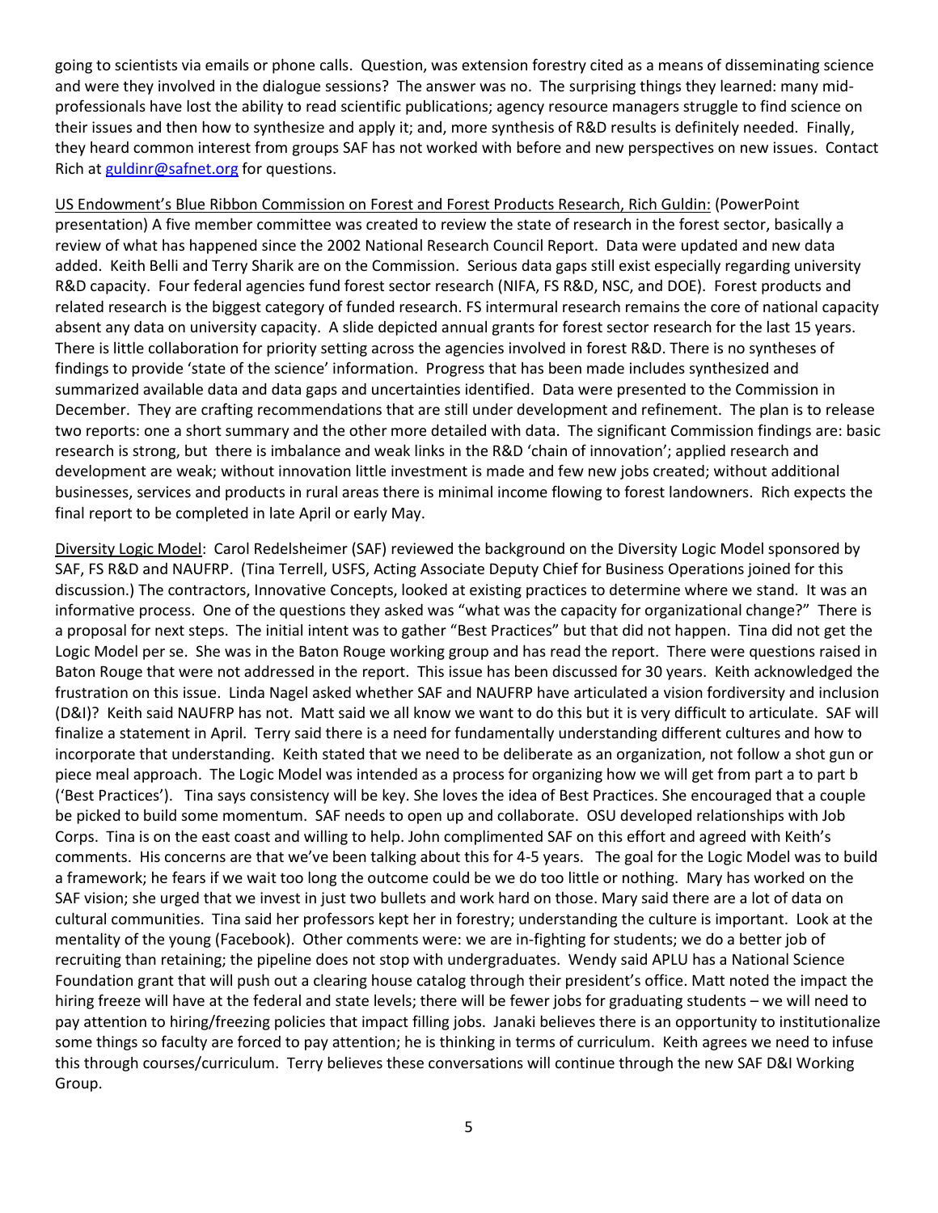going to scientists via emails or phone calls. Question, was extension forestry cited as a means of disseminating science and were they involved in the dialogue sessions? The answer was no. The surprising things they learned: many mid-professionals have lost the ability to read scientific publications; agency resource managers struggle to find science on their issues and then how to synthesize and apply it; and, more synthesis of R&D results is definitely needed. Finally, they heard common interest from groups SAF has not worked with before and new perspectives on new issues. Contact Rich at guldinr@safnet.org for questions.

<u>US Endowment's Blue Ribbon Commission on Forest and Forest Products Research, Rich Guldin:</u> (PowerPoint presentation) A five member committee was created to review the state of research in the forest sector, basically a review of what has happened since the 2002 National Research Council Report. Data were updated and new data added. Keith Belli and Terry Sharik are on the Commission. Serious data gaps still exist especially regarding university R&D capacity. Four federal agencies fund forest sector research (NIFA, FS R&D, NSC, and DOE). Forest products and related research is the biggest category of funded research. FS intermural research remains the core of national capacity absent any data on university capacity. A slide depicted annual grants for forest sector research for the last 15 years. There is little collaboration for priority setting across the agencies involved in forest R&D. There is no syntheses of findings to provide 'state of the science' information. Progress that has been made includes synthesized and summarized available data and data gaps and uncertainties identified. Data were presented to the Commission in December. They are crafting recommendations that are still under development and refinement. The plan is to release two reports: one a short summary and the other more detailed with data. The significant Commission findings are: basic research is strong, but there is imbalance and weak links in the R&D 'chain of innovation'; applied research and development are weak; without innovation little investment is made and few new jobs created; without additional businesses, services and products in rural areas there is minimal income flowing to forest landowners. Rich expects the final report to be completed in late April or early May.

<u>Diversity Logic Model</u>: Carol Redelsheimer (SAF) reviewed the background on the Diversity Logic Model sponsored by SAF, FS R&D and NAUFRP. (Tina Terrell, USFS, Acting Associate Deputy Chief for Business Operations joined for this discussion.) The contractors, Innovative Concepts, looked at existing practices to determine where we stand. It was an informative process. One of the questions they asked was "what was the capacity for organizational change?" There is a proposal for next steps. The initial intent was to gather "Best Practices" but that did not happen. Tina did not get the Logic Model per se. She was in the Baton Rouge working group and has read the report. There were questions raised in Baton Rouge that were not addressed in the report. This issue has been discussed for 30 years. Keith acknowledged the frustration on this issue. Linda Nagel asked whether SAF and NAUFRP have articulated a vision fordiversity and inclusion (D&I)? Keith said NAUFRP has not. Matt said we all know we want to do this but it is very difficult to articulate. SAF will finalize a statement in April. Terry said there is a need for fundamentally understanding different cultures and how to incorporate that understanding. Keith stated that we need to be deliberate as an organization, not follow a shot gun or piece meal approach. The Logic Model was intended as a process for organizing how we will get from part a to part b ('Best Practices'). Tina says consistency will be key. She loves the idea of Best Practices. She encouraged that a couple be picked to build some momentum. SAF needs to open up and collaborate. OSU developed relationships with Job Corps. Tina is on the east coast and willing to help. John complimented SAF on this effort and agreed with Keith's comments. His concerns are that we've been talking about this for 4-5 years. The goal for the Logic Model was to build a framework; he fears if we wait too long the outcome could be we do too little or nothing. Mary has worked on the SAF vision; she urged that we invest in just two bullets and work hard on those. Mary said there are a lot of data on cultural communities. Tina said her professors kept her in forestry; understanding the culture is important. Look at the mentality of the young (Facebook). Other comments were: we are in-fighting for students; we do a better job of recruiting than retaining; the pipeline does not stop with undergraduates. Wendy said APLU has a National Science Foundation grant that will push out a clearing house catalog through their president's office. Matt noted the impact the hiring freeze will have at the federal and state levels; there will be fewer jobs for graduating students – we will need to pay attention to hiring/freezing policies that impact filling jobs. Janaki believes there is an opportunity to institutionalize some things so faculty are forced to pay attention; he is thinking in terms of curriculum. Keith agrees we need to infuse this through courses/curriculum. Terry believes these conversations will continue through the new SAF D&I Working Group.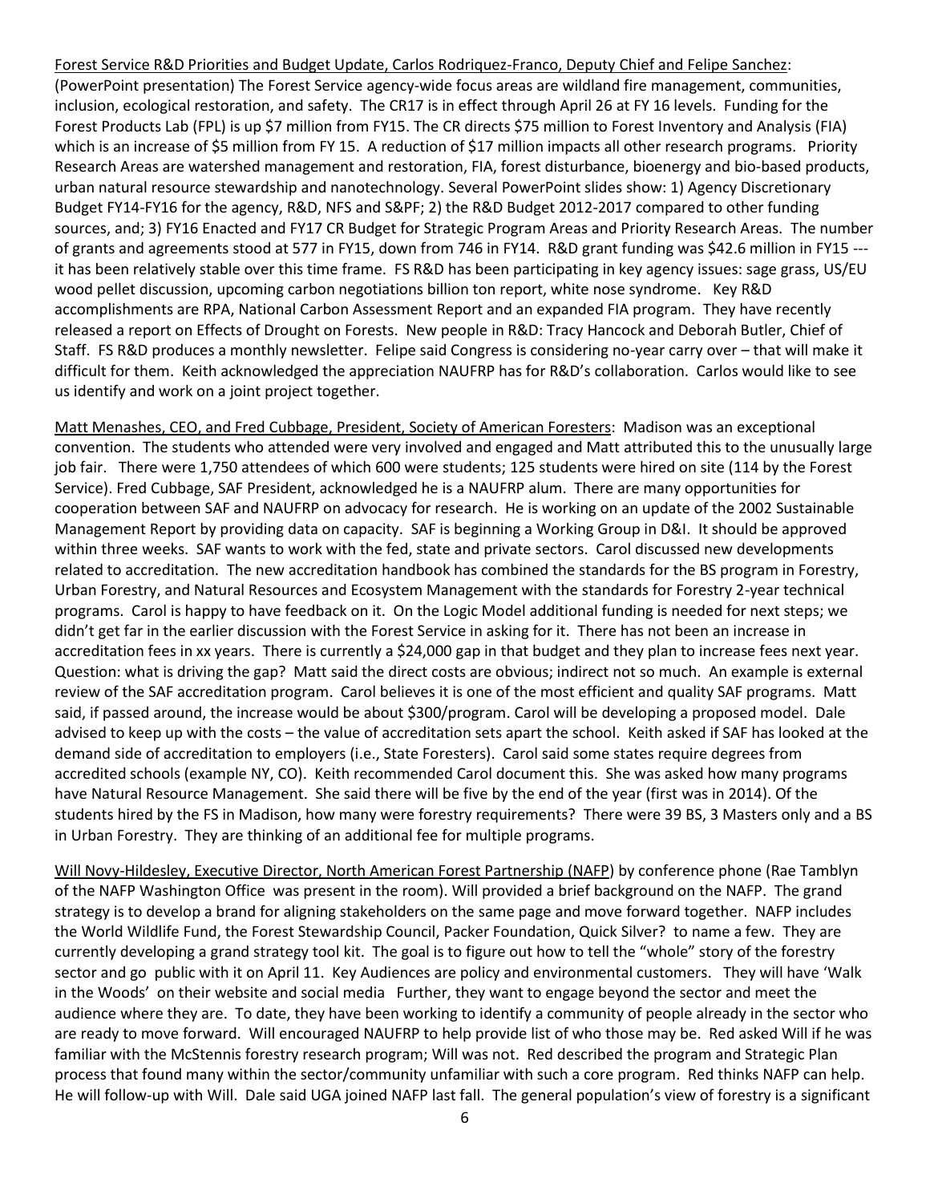Forest Service R&D Priorities and Budget Update, Carlos Rodriquez-Franco, Deputy Chief and Felipe Sanchez: (PowerPoint presentation) The Forest Service agency-wide focus areas are wildland fire management, communities, inclusion, ecological restoration, and safety. The CR17 is in effect through April 26 at FY 16 levels. Funding for the Forest Products Lab (FPL) is up $7 million from FY15. The CR directs $75 million to Forest Inventory and Analysis (FIA) which is an increase of $5 million from FY 15. A reduction of $17 million impacts all other research programs. Priority Research Areas are watershed management and restoration, FIA, forest disturbance, bioenergy and bio-based products, urban natural resource stewardship and nanotechnology. Several PowerPoint slides show: 1) Agency Discretionary Budget FY14-FY16 for the agency, R&D, NFS and S&PF; 2) the R&D Budget 2012-2017 compared to other funding sources, and; 3) FY16 Enacted and FY17 CR Budget for Strategic Program Areas and Priority Research Areas. The number of grants and agreements stood at 577 in FY15, down from 746 in FY14. R&D grant funding was $42.6 million in FY15 --- it has been relatively stable over this time frame. FS R&D has been participating in key agency issues: sage grass, US/EU wood pellet discussion, upcoming carbon negotiations billion ton report, white nose syndrome. Key R&D accomplishments are RPA, National Carbon Assessment Report and an expanded FIA program. They have recently released a report on Effects of Drought on Forests. New people in R&D: Tracy Hancock and Deborah Butler, Chief of Staff. FS R&D produces a monthly newsletter. Felipe said Congress is considering no-year carry over – that will make it difficult for them. Keith acknowledged the appreciation NAUFRP has for R&D's collaboration. Carlos would like to see us identify and work on a joint project together.

Matt Menashes, CEO, and Fred Cubbage, President, Society of American Foresters: Madison was an exceptional convention. The students who attended were very involved and engaged and Matt attributed this to the unusually large job fair. There were 1,750 attendees of which 600 were students; 125 students were hired on site (114 by the Forest Service). Fred Cubbage, SAF President, acknowledged he is a NAUFRP alum. There are many opportunities for cooperation between SAF and NAUFRP on advocacy for research. He is working on an update of the 2002 Sustainable Management Report by providing data on capacity. SAF is beginning a Working Group in D&I. It should be approved within three weeks. SAF wants to work with the fed, state and private sectors. Carol discussed new developments related to accreditation. The new accreditation handbook has combined the standards for the BS program in Forestry, Urban Forestry, and Natural Resources and Ecosystem Management with the standards for Forestry 2-year technical programs. Carol is happy to have feedback on it. On the Logic Model additional funding is needed for next steps; we didn't get far in the earlier discussion with the Forest Service in asking for it. There has not been an increase in accreditation fees in xx years. There is currently a $24,000 gap in that budget and they plan to increase fees next year. Question: what is driving the gap? Matt said the direct costs are obvious; indirect not so much. An example is external review of the SAF accreditation program. Carol believes it is one of the most efficient and quality SAF programs. Matt said, if passed around, the increase would be about $300/program. Carol will be developing a proposed model. Dale advised to keep up with the costs – the value of accreditation sets apart the school. Keith asked if SAF has looked at the demand side of accreditation to employers (i.e., State Foresters). Carol said some states require degrees from accredited schools (example NY, CO). Keith recommended Carol document this. She was asked how many programs have Natural Resource Management. She said there will be five by the end of the year (first was in 2014). Of the students hired by the FS in Madison, how many were forestry requirements? There were 39 BS, 3 Masters only and a BS in Urban Forestry. They are thinking of an additional fee for multiple programs.

Will Novy-Hildesley, Executive Director, North American Forest Partnership (NAFP) by conference phone (Rae Tamblyn of the NAFP Washington Office was present in the room). Will provided a brief background on the NAFP. The grand strategy is to develop a brand for aligning stakeholders on the same page and move forward together. NAFP includes the World Wildlife Fund, the Forest Stewardship Council, Packer Foundation, Quick Silver? to name a few. They are currently developing a grand strategy tool kit. The goal is to figure out how to tell the "whole" story of the forestry sector and go public with it on April 11. Key Audiences are policy and environmental customers. They will have 'Walk in the Woods' on their website and social media Further, they want to engage beyond the sector and meet the audience where they are. To date, they have been working to identify a community of people already in the sector who are ready to move forward. Will encouraged NAUFRP to help provide list of who those may be. Red asked Will if he was familiar with the McStennis forestry research program; Will was not. Red described the program and Strategic Plan process that found many within the sector/community unfamiliar with such a core program. Red thinks NAFP can help. He will follow-up with Will. Dale said UGA joined NAFP last fall. The general population's view of forestry is a significant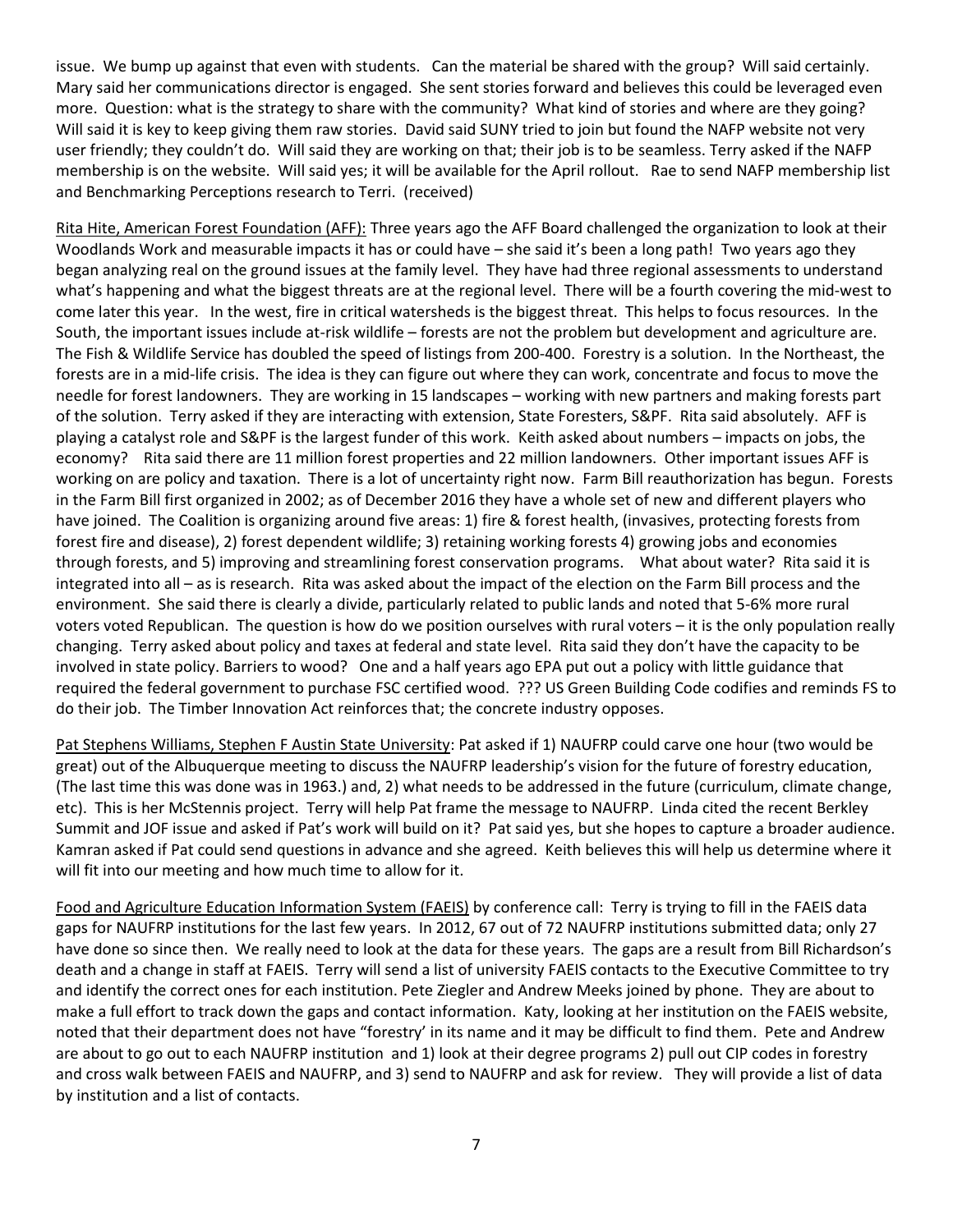issue. We bump up against that even with students. Can the material be shared with the group? Will said certainly. Mary said her communications director is engaged. She sent stories forward and believes this could be leveraged even more. Question: what is the strategy to share with the community? What kind of stories and where are they going? Will said it is key to keep giving them raw stories. David said SUNY tried to join but found the NAFP website not very user friendly; they couldn't do. Will said they are working on that; their job is to be seamless. Terry asked if the NAFP membership is on the website. Will said yes; it will be available for the April rollout. Rae to send NAFP membership list and Benchmarking Perceptions research to Terri. (received)

Rita Hite, American Forest Foundation (AFF): Three years ago the AFF Board challenged the organization to look at their Woodlands Work and measurable impacts it has or could have – she said it's been a long path! Two years ago they began analyzing real on the ground issues at the family level. They have had three regional assessments to understand what's happening and what the biggest threats are at the regional level. There will be a fourth covering the mid-west to come later this year. In the west, fire in critical watersheds is the biggest threat. This helps to focus resources. In the South, the important issues include at-risk wildlife – forests are not the problem but development and agriculture are. The Fish & Wildlife Service has doubled the speed of listings from 200-400. Forestry is a solution. In the Northeast, the forests are in a mid-life crisis. The idea is they can figure out where they can work, concentrate and focus to move the needle for forest landowners. They are working in 15 landscapes – working with new partners and making forests part of the solution. Terry asked if they are interacting with extension, State Foresters, S&PF. Rita said absolutely. AFF is playing a catalyst role and S&PF is the largest funder of this work. Keith asked about numbers – impacts on jobs, the economy? Rita said there are 11 million forest properties and 22 million landowners. Other important issues AFF is working on are policy and taxation. There is a lot of uncertainty right now. Farm Bill reauthorization has begun. Forests in the Farm Bill first organized in 2002; as of December 2016 they have a whole set of new and different players who have joined. The Coalition is organizing around five areas: 1) fire & forest health, (invasives, protecting forests from forest fire and disease), 2) forest dependent wildlife; 3) retaining working forests 4) growing jobs and economies through forests, and 5) improving and streamlining forest conservation programs. What about water? Rita said it is integrated into all – as is research. Rita was asked about the impact of the election on the Farm Bill process and the environment. She said there is clearly a divide, particularly related to public lands and noted that 5-6% more rural voters voted Republican. The question is how do we position ourselves with rural voters – it is the only population really changing. Terry asked about policy and taxes at federal and state level. Rita said they don't have the capacity to be involved in state policy. Barriers to wood? One and a half years ago EPA put out a policy with little guidance that required the federal government to purchase FSC certified wood. ??? US Green Building Code codifies and reminds FS to do their job. The Timber Innovation Act reinforces that; the concrete industry opposes.

Pat Stephens Williams, Stephen F Austin State University: Pat asked if 1) NAUFRP could carve one hour (two would be great) out of the Albuquerque meeting to discuss the NAUFRP leadership's vision for the future of forestry education, (The last time this was done was in 1963.) and, 2) what needs to be addressed in the future (curriculum, climate change, etc). This is her McStennis project. Terry will help Pat frame the message to NAUFRP. Linda cited the recent Berkley Summit and JOF issue and asked if Pat's work will build on it? Pat said yes, but she hopes to capture a broader audience. Kamran asked if Pat could send questions in advance and she agreed. Keith believes this will help us determine where it will fit into our meeting and how much time to allow for it.

Food and Agriculture Education Information System (FAEIS) by conference call: Terry is trying to fill in the FAEIS data gaps for NAUFRP institutions for the last few years. In 2012, 67 out of 72 NAUFRP institutions submitted data; only 27 have done so since then. We really need to look at the data for these years. The gaps are a result from Bill Richardson's death and a change in staff at FAEIS. Terry will send a list of university FAEIS contacts to the Executive Committee to try and identify the correct ones for each institution. Pete Ziegler and Andrew Meeks joined by phone. They are about to make a full effort to track down the gaps and contact information. Katy, looking at her institution on the FAEIS website, noted that their department does not have "forestry' in its name and it may be difficult to find them. Pete and Andrew are about to go out to each NAUFRP institution and 1) look at their degree programs 2) pull out CIP codes in forestry and cross walk between FAEIS and NAUFRP, and 3) send to NAUFRP and ask for review. They will provide a list of data by institution and a list of contacts.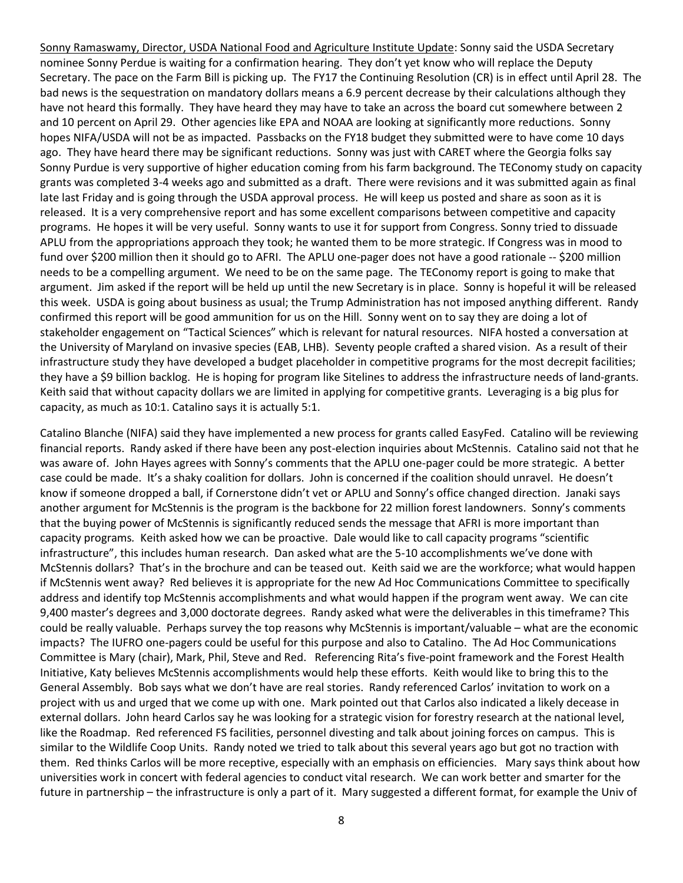<u>Sonny Ramaswamy, Director, USDA National Food and Agriculture Institute Update</u>: Sonny said the USDA Secretary nominee Sonny Perdue is waiting for a confirmation hearing. They don't yet know who will replace the Deputy Secretary. The pace on the Farm Bill is picking up. The FY17 the Continuing Resolution (CR) is in effect until April 28. The bad news is the sequestration on mandatory dollars means a 6.9 percent decrease by their calculations although they have not heard this formally. They have heard they may have to take an across the board cut somewhere between 2 and 10 percent on April 29. Other agencies like EPA and NOAA are looking at significantly more reductions. Sonny hopes NIFA/USDA will not be as impacted. Passbacks on the FY18 budget they submitted were to have come 10 days ago. They have heard there may be significant reductions. Sonny was just with CARET where the Georgia folks say Sonny Purdue is very supportive of higher education coming from his farm background. The TEConomy study on capacity grants was completed 3-4 weeks ago and submitted as a draft. There were revisions and it was submitted again as final late last Friday and is going through the USDA approval process. He will keep us posted and share as soon as it is released. It is a very comprehensive report and has some excellent comparisons between competitive and capacity programs. He hopes it will be very useful. Sonny wants to use it for support from Congress. Sonny tried to dissuade APLU from the appropriations approach they took; he wanted them to be more strategic. If Congress was in mood to fund over $200 million then it should go to AFRI. The APLU one-pager does not have a good rationale -- $200 million needs to be a compelling argument. We need to be on the same page. The TEConomy report is going to make that argument. Jim asked if the report will be held up until the new Secretary is in place. Sonny is hopeful it will be released this week. USDA is going about business as usual; the Trump Administration has not imposed anything different. Randy confirmed this report will be good ammunition for us on the Hill. Sonny went on to say they are doing a lot of stakeholder engagement on "Tactical Sciences" which is relevant for natural resources. NIFA hosted a conversation at the University of Maryland on invasive species (EAB, LHB). Seventy people crafted a shared vision. As a result of their infrastructure study they have developed a budget placeholder in competitive programs for the most decrepit facilities; they have a $9 billion backlog. He is hoping for program like Sitelines to address the infrastructure needs of land-grants. Keith said that without capacity dollars we are limited in applying for competitive grants. Leveraging is a big plus for capacity, as much as 10:1. Catalino says it is actually 5:1.

Catalino Blanche (NIFA) said they have implemented a new process for grants called EasyFed. Catalino will be reviewing financial reports. Randy asked if there have been any post-election inquiries about McStennis. Catalino said not that he was aware of. John Hayes agrees with Sonny's comments that the APLU one-pager could be more strategic. A better case could be made. It's a shaky coalition for dollars. John is concerned if the coalition should unravel. He doesn't know if someone dropped a ball, if Cornerstone didn't vet or APLU and Sonny's office changed direction. Janaki says another argument for McStennis is the program is the backbone for 22 million forest landowners. Sonny's comments that the buying power of McStennis is significantly reduced sends the message that AFRI is more important than capacity programs. Keith asked how we can be proactive. Dale would like to call capacity programs "scientific infrastructure", this includes human research. Dan asked what are the 5-10 accomplishments we've done with McStennis dollars? That's in the brochure and can be teased out. Keith said we are the workforce; what would happen if McStennis went away? Red believes it is appropriate for the new Ad Hoc Communications Committee to specifically address and identify top McStennis accomplishments and what would happen if the program went away. We can cite 9,400 master's degrees and 3,000 doctorate degrees. Randy asked what were the deliverables in this timeframe? This could be really valuable. Perhaps survey the top reasons why McStennis is important/valuable – what are the economic impacts? The IUFRO one-pagers could be useful for this purpose and also to Catalino. The Ad Hoc Communications Committee is Mary (chair), Mark, Phil, Steve and Red. Referencing Rita's five-point framework and the Forest Health Initiative, Katy believes McStennis accomplishments would help these efforts. Keith would like to bring this to the General Assembly. Bob says what we don't have are real stories. Randy referenced Carlos' invitation to work on a project with us and urged that we come up with one. Mark pointed out that Carlos also indicated a likely decease in external dollars. John heard Carlos say he was looking for a strategic vision for forestry research at the national level, like the Roadmap. Red referenced FS facilities, personnel divesting and talk about joining forces on campus. This is similar to the Wildlife Coop Units. Randy noted we tried to talk about this several years ago but got no traction with them. Red thinks Carlos will be more receptive, especially with an emphasis on efficiencies. Mary says think about how universities work in concert with federal agencies to conduct vital research. We can work better and smarter for the future in partnership – the infrastructure is only a part of it. Mary suggested a different format, for example the Univ of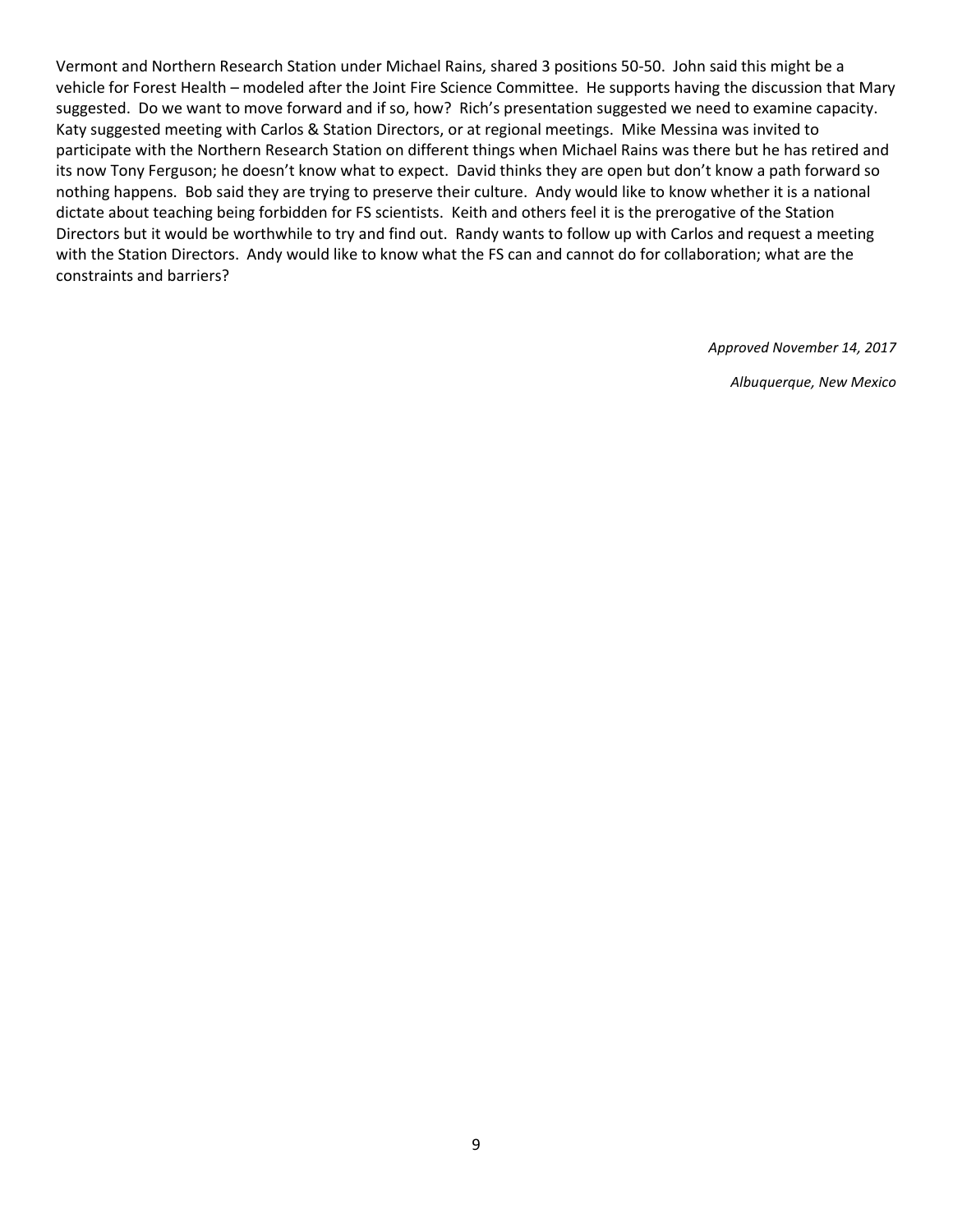Vermont and Northern Research Station under Michael Rains, shared 3 positions 50-50. John said this might be a vehicle for Forest Health – modeled after the Joint Fire Science Committee. He supports having the discussion that Mary suggested. Do we want to move forward and if so, how? Rich's presentation suggested we need to examine capacity. Katy suggested meeting with Carlos & Station Directors, or at regional meetings. Mike Messina was invited to participate with the Northern Research Station on different things when Michael Rains was there but he has retired and its now Tony Ferguson; he doesn't know what to expect. David thinks they are open but don't know a path forward so nothing happens. Bob said they are trying to preserve their culture. Andy would like to know whether it is a national dictate about teaching being forbidden for FS scientists. Keith and others feel it is the prerogative of the Station Directors but it would be worthwhile to try and find out. Randy wants to follow up with Carlos and request a meeting with the Station Directors. Andy would like to know what the FS can and cannot do for collaboration; what are the constraints and barriers?

*Approved November 14, 2017*

*Albuquerque, New Mexico*